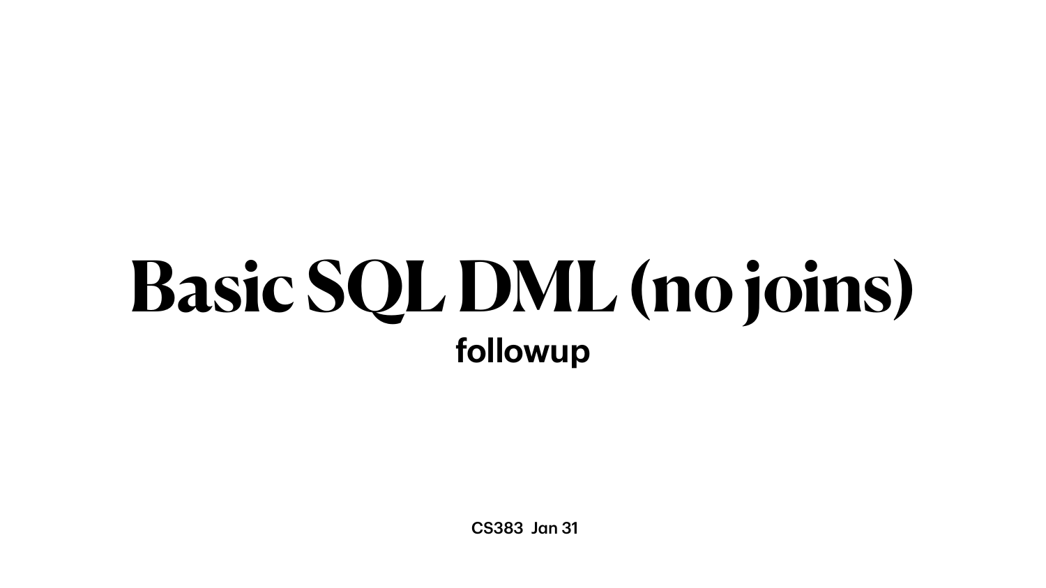# Basic SQL DML (no joins)

**followup**

CS383 Jan 31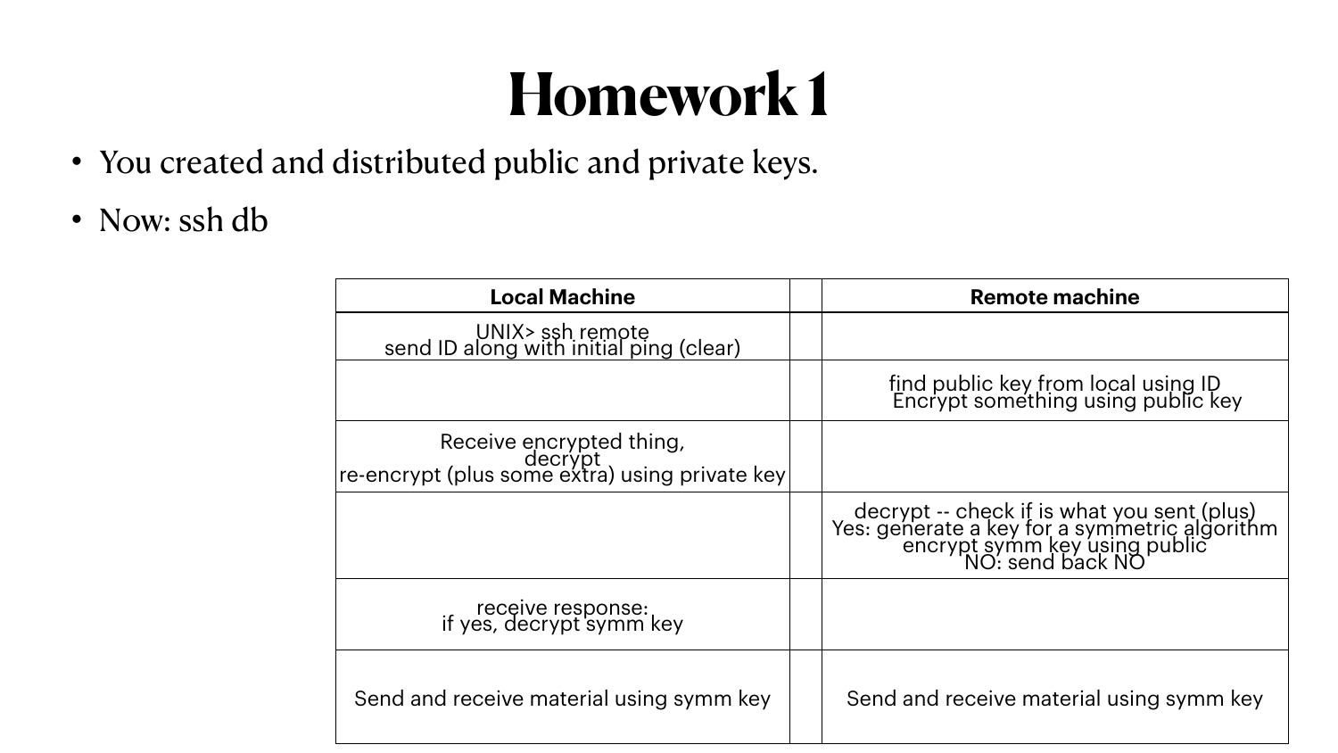# Homework 1

- You created and distributed public and private keys.
- Now: ssh db

| Local Machine | | Remote machine |
|---|---|---|
| UNIX> ssh remote<br>send ID along with initial ping (clear) | | |
| | | find public key from local using ID<br>Encrypt something using public key |
| Receive encrypted thing,<br>decrypt<br>re-encrypt (plus some extra) using private key | | |
| | | decrypt -- check if is what you sent (plus)<br>Yes: generate a key for a symmetric algorithm<br>encrypt symm key using public<br>NO: send back NO |
| receive response:<br>if yes, decrypt symm key | | |
| Send and receive material using symm key | | Send and receive material using symm key |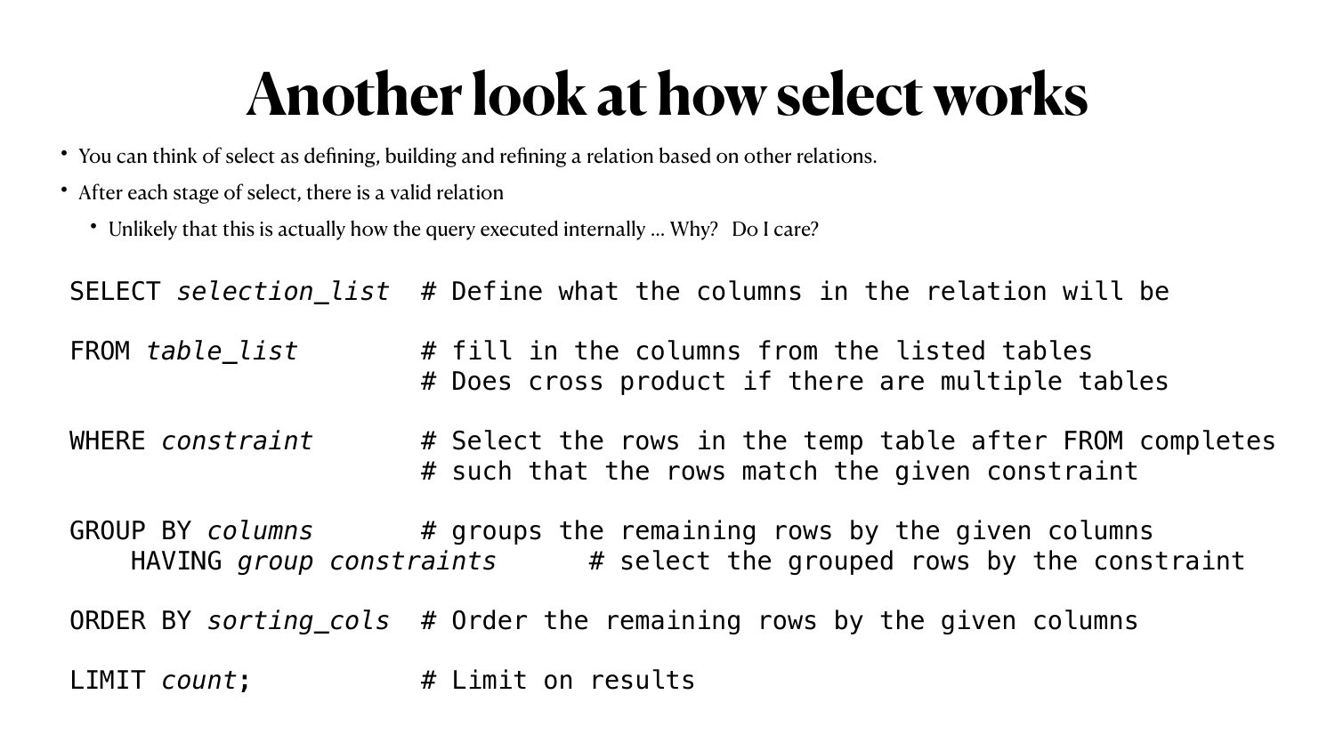# Another look at how select works

- You can think of select as defining, building and refining a relation based on other relations.
- After each stage of select, there is a valid relation
  - Unlikely that this is actually how the query executed internally … Why?   Do I care?

```
SELECT selection_list  # Define what the columns in the relation will be

FROM table_list        # fill in the columns from the listed tables
                       # Does cross product if there are multiple tables

WHERE constraint       # Select the rows in the temp table after FROM completes
                       # such that the rows match the given constraint

GROUP BY columns       # groups the remaining rows by the given columns
    HAVING group constraints      # select the grouped rows by the constraint

ORDER BY sorting_cols  # Order the remaining rows by the given columns

LIMIT count;           # Limit on results
```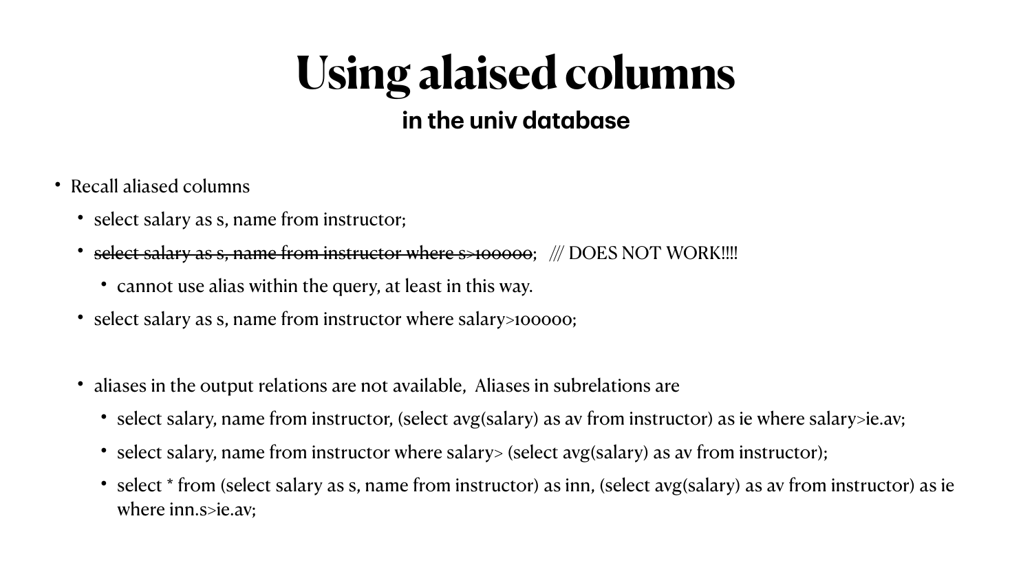# Using alaised columns

## in the univ database

- Recall aliased columns
  - select salary as s, name from instructor;
  - ~~select salary as s, name from instructor where s>100000~~; /// DOES NOT WORK!!!!
    - cannot use alias within the query, at least in this way.
  - select salary as s, name from instructor where salary>100000;

  - aliases in the output relations are not available, Aliases in subrelations are
    - select salary, name from instructor, (select avg(salary) as av from instructor) as ie where salary>ie.av;
    - select salary, name from instructor where salary> (select avg(salary) as av from instructor);
    - select * from (select salary as s, name from instructor) as inn, (select avg(salary) as av from instructor) as ie where inn.s>ie.av;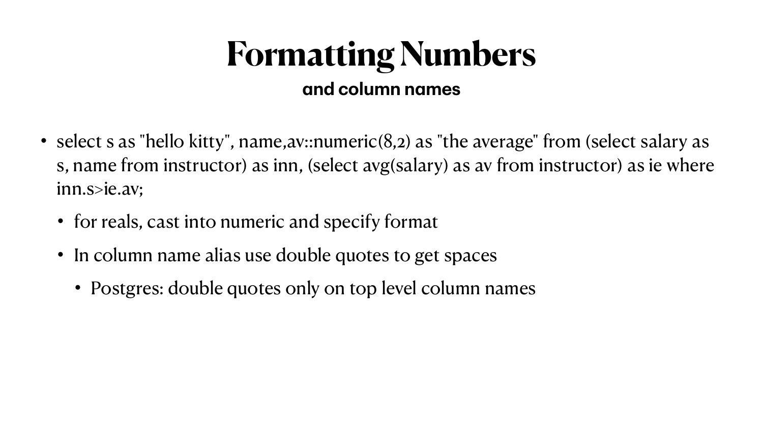# Formatting Numbers

**and column names**

- select s as "hello kitty", name,av::numeric(8,2) as "the average" from (select salary as s, name from instructor) as inn, (select avg(salary) as av from instructor) as ie where inn.s>ie.av;
  - for reals, cast into numeric and specify format
  - In column name alias use double quotes to get spaces
    - Postgres: double quotes only on top level column names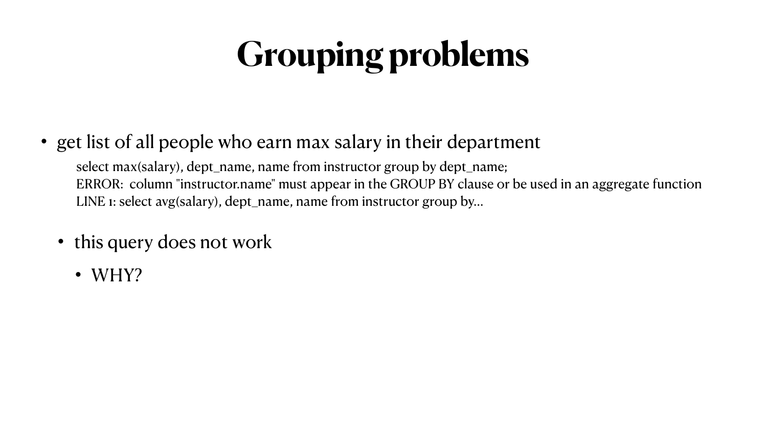# Grouping problems

- get list of all people who earn max salary in their department

```
select max(salary), dept_name, name from instructor group by dept_name;
ERROR:  column "instructor.name" must appear in the GROUP BY clause or be used in an aggregate function
LINE 1: select avg(salary), dept_name, name from instructor group by...
```

  - this query does not work
    - WHY?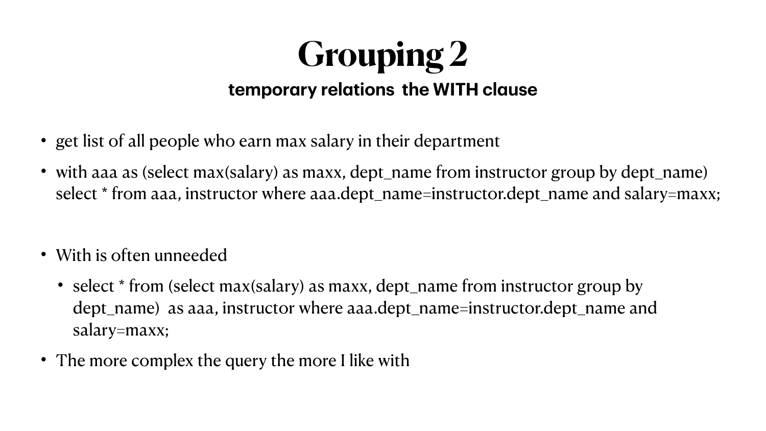# Grouping 2

**temporary relations the WITH clause**

- get list of all people who earn max salary in their department
- with aaa as (select max(salary) as maxx, dept_name from instructor group by dept_name) select * from aaa, instructor where aaa.dept_name=instructor.dept_name and salary=maxx;

- With is often unneeded
  - select * from (select max(salary) as maxx, dept_name from instructor group by dept_name) as aaa, instructor where aaa.dept_name=instructor.dept_name and salary=maxx;
- The more complex the query the more I like with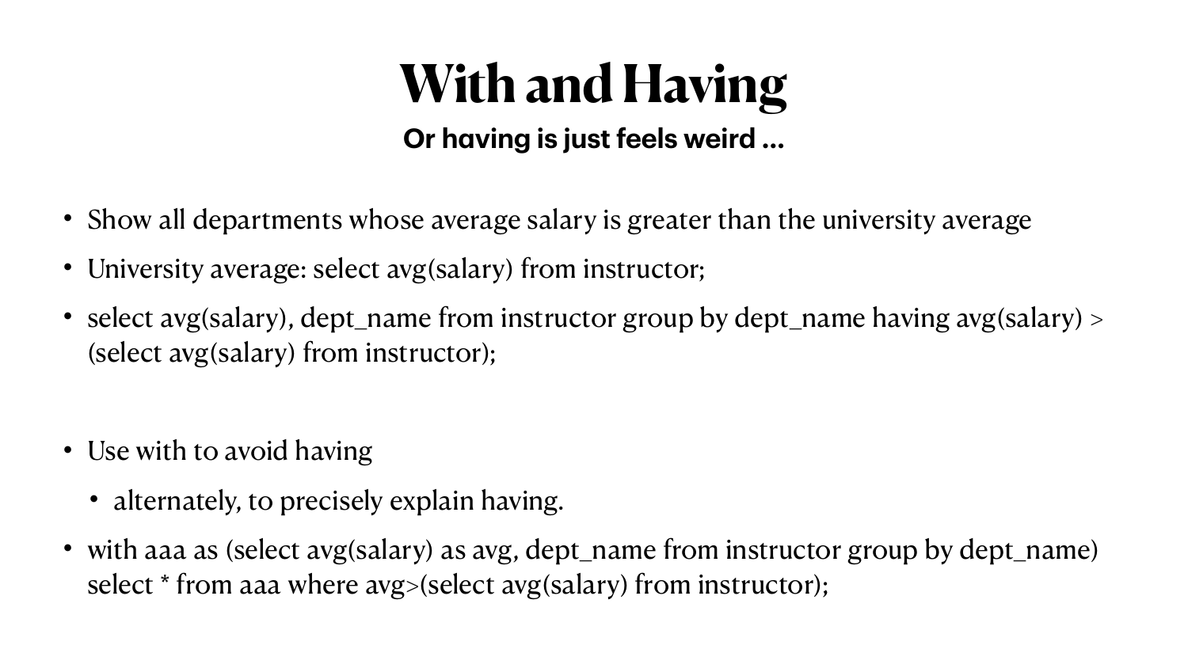# With and Having

**Or having is just feels weird ...**

- Show all departments whose average salary is greater than the university average
- University average: select avg(salary) from instructor;
- select avg(salary), dept_name from instructor group by dept_name having avg(salary) > (select avg(salary) from instructor);

- Use with to avoid having
  - alternately, to precisely explain having.
- with aaa as (select avg(salary) as avg, dept_name from instructor group by dept_name) select * from aaa where avg>(select avg(salary) from instructor);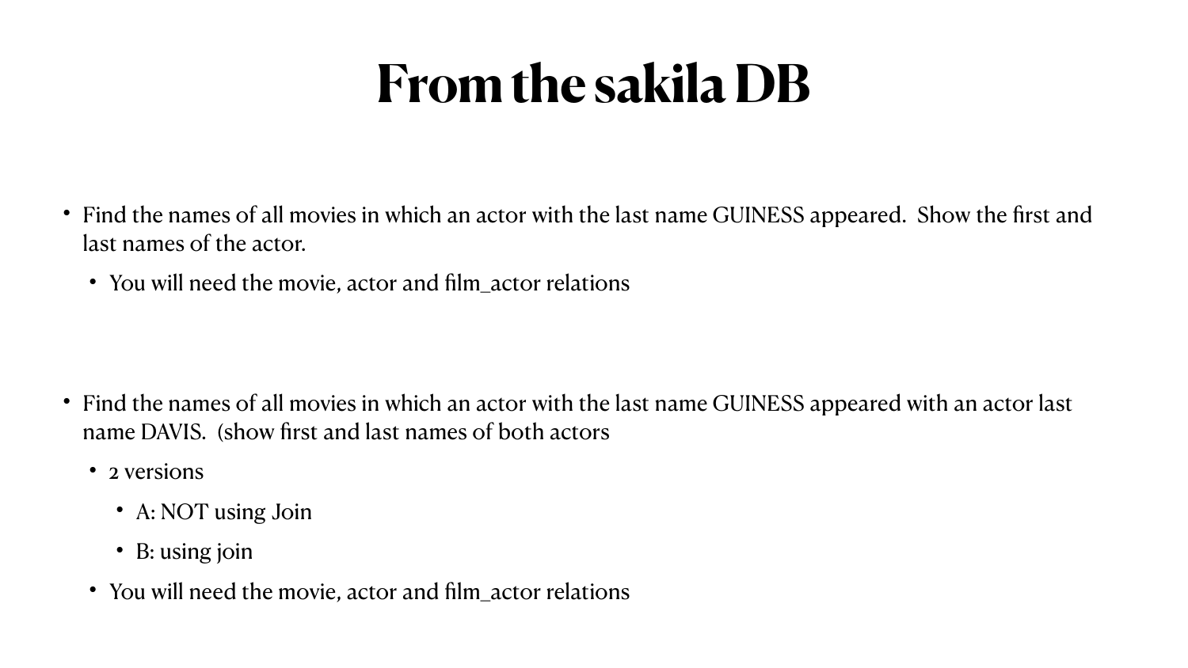# From the sakila DB

- Find the names of all movies in which an actor with the last name GUINESS appeared. Show the first and last names of the actor.
  - You will need the movie, actor and film_actor relations

- Find the names of all movies in which an actor with the last name GUINESS appeared with an actor last name DAVIS. (show first and last names of both actors
  - 2 versions
    - A: NOT using Join
    - B: using join
  - You will need the movie, actor and film_actor relations